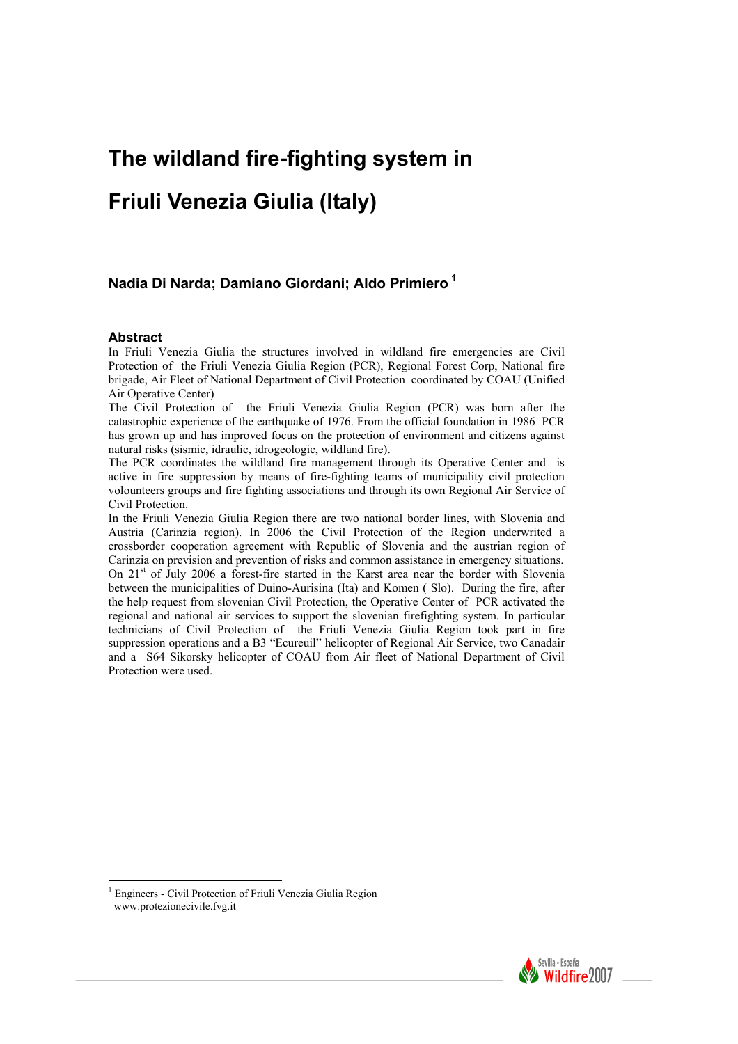# The wildland fire-fighting system in Friuli Venezia Giulia (Italy)

**Nadia Di Narda; Damiano Giordani; Aldo Primiero [1]**

## Abstract

In Friuli Venezia Giulia the structures involved in wildland fire emergencies are Civil Protection of the Friuli Venezia Giulia Region (PCR), Regional Forest Corp, National fire brigade, Air Fleet of National Department of Civil Protection coordinated by COAU (Unified Air Operative Center)

The Civil Protection of the Friuli Venezia Giulia Region (PCR) was born after the catastrophic experience of the earthquake of 1976. From the official foundation in 1986 PCR has grown up and has improved focus on the protection of environment and citizens against natural risks (sismic, idraulic, idrogeologic, wildland fire).

The PCR coordinates the wildland fire management through its Operative Center and is active in fire suppression by means of fire-fighting teams of municipality civil protection volounteers groups and fire fighting associations and through its own Regional Air Service of Civil Protection.

In the Friuli Venezia Giulia Region there are two national border lines, with Slovenia and Austria (Carinzia region). In 2006 the Civil Protection of the Region underwrited a crossborder cooperation agreement with Republic of Slovenia and the austrian region of Carinzia on prevision and prevention of risks and common assistance in emergency situations.

On 21st of July 2006 a forest-fire started in the Karst area near the border with Slovenia between the municipalities of Duino-Aurisina (Ita) and Komen ( Slo). During the fire, after the help request from slovenian Civil Protection, the Operative Center of PCR activated the regional and national air services to support the slovenian firefighting system. In particular technicians of Civil Protection of the Friuli Venezia Giulia Region took part in fire suppression operations and a B3 "Ecureuil" helicopter of Regional Air Service, two Canadair and a S64 Sikorsky helicopter of COAU from Air fleet of National Department of Civil Protection were used.

---

[1] Engineers - Civil Protection of Friuli Venezia Giulia Region
www.protezionecivile.fvg.it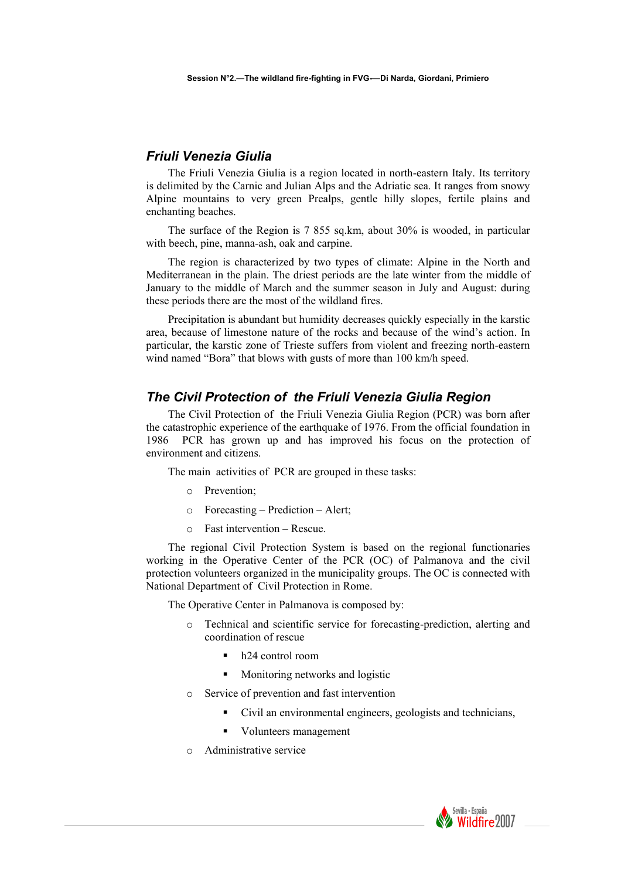## *Friuli Venezia Giulia*

The Friuli Venezia Giulia is a region located in north-eastern Italy. Its territory is delimited by the Carnic and Julian Alps and the Adriatic sea. It ranges from snowy Alpine mountains to very green Prealps, gentle hilly slopes, fertile plains and enchanting beaches.

The surface of the Region is 7 855 sq.km, about 30% is wooded, in particular with beech, pine, manna-ash, oak and carpine.

The region is characterized by two types of climate: Alpine in the North and Mediterranean in the plain. The driest periods are the late winter from the middle of January to the middle of March and the summer season in July and August: during these periods there are the most of the wildland fires.

Precipitation is abundant but humidity decreases quickly especially in the karstic area, because of limestone nature of the rocks and because of the wind's action. In particular, the karstic zone of Trieste suffers from violent and freezing north-eastern wind named "Bora" that blows with gusts of more than 100 km/h speed.

## *The Civil Protection of the Friuli Venezia Giulia Region*

The Civil Protection of the Friuli Venezia Giulia Region (PCR) was born after the catastrophic experience of the earthquake of 1976. From the official foundation in 1986 PCR has grown up and has improved his focus on the protection of environment and citizens.

The main activities of PCR are grouped in these tasks:

- Prevention;
- Forecasting – Prediction – Alert;
- Fast intervention – Rescue.

The regional Civil Protection System is based on the regional functionaries working in the Operative Center of the PCR (OC) of Palmanova and the civil protection volunteers organized in the municipality groups. The OC is connected with National Department of Civil Protection in Rome.

The Operative Center in Palmanova is composed by:

- Technical and scientific service for forecasting-prediction, alerting and coordination of rescue
  - h24 control room
  - Monitoring networks and logistic
- Service of prevention and fast intervention
  - Civil an environmental engineers, geologists and technicians,
  - Volunteers management
- Administrative service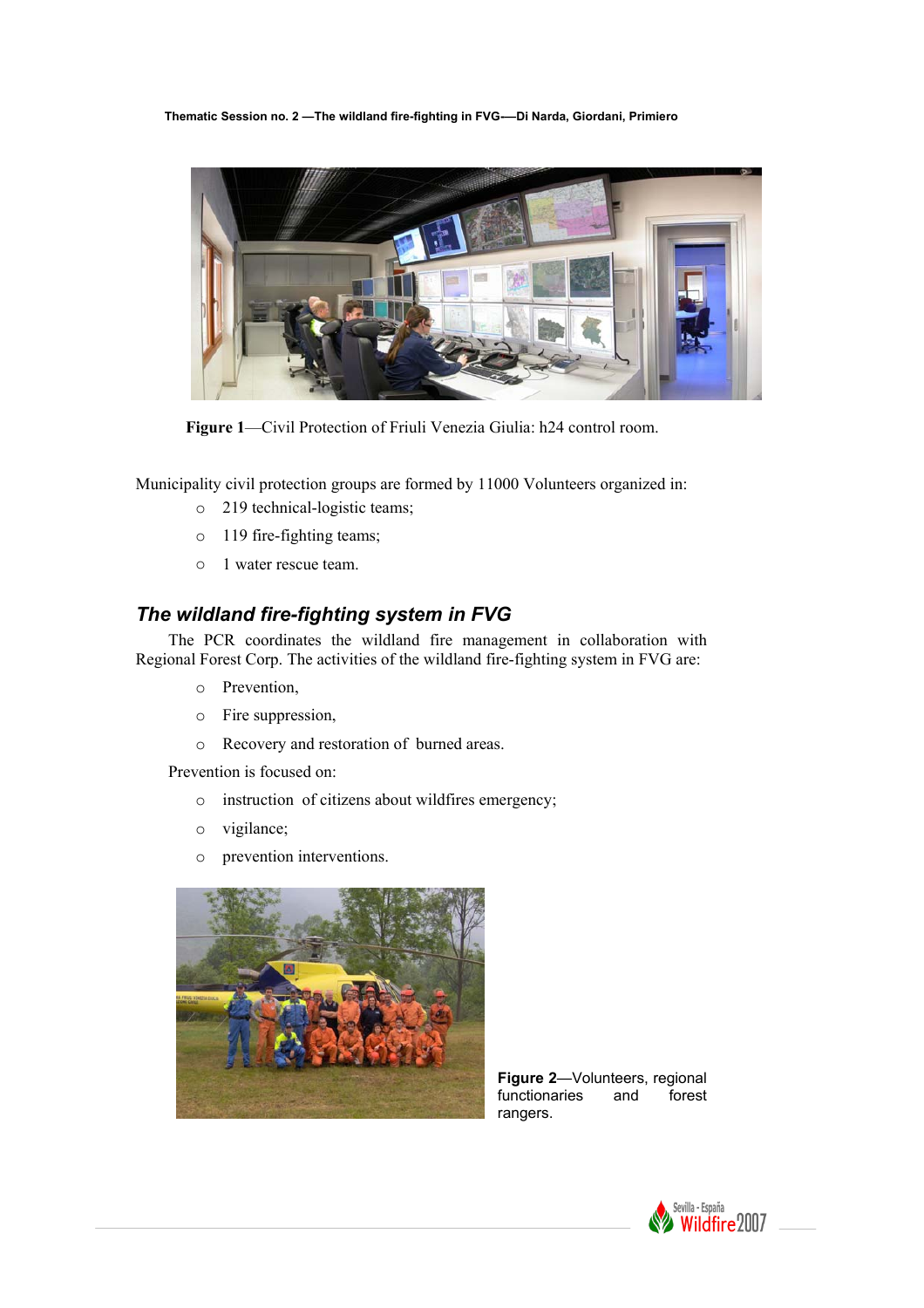**Figure 1**—Civil Protection of Friuli Venezia Giulia: h24 control room.

Municipality civil protection groups are formed by 11000 Volunteers organized in:

- 219 technical-logistic teams;
- 119 fire-fighting teams;
- 1 water rescue team.

## *The wildland fire-fighting system in FVG*

The PCR coordinates the wildland fire management in collaboration with Regional Forest Corp. The activities of the wildland fire-fighting system in FVG are:

- Prevention,
- Fire suppression,
- Recovery and restoration of burned areas.

Prevention is focused on:

- instruction of citizens about wildfires emergency;
- vigilance;
- prevention interventions.

**Figure 2**—Volunteers, regional functionaries and forest rangers.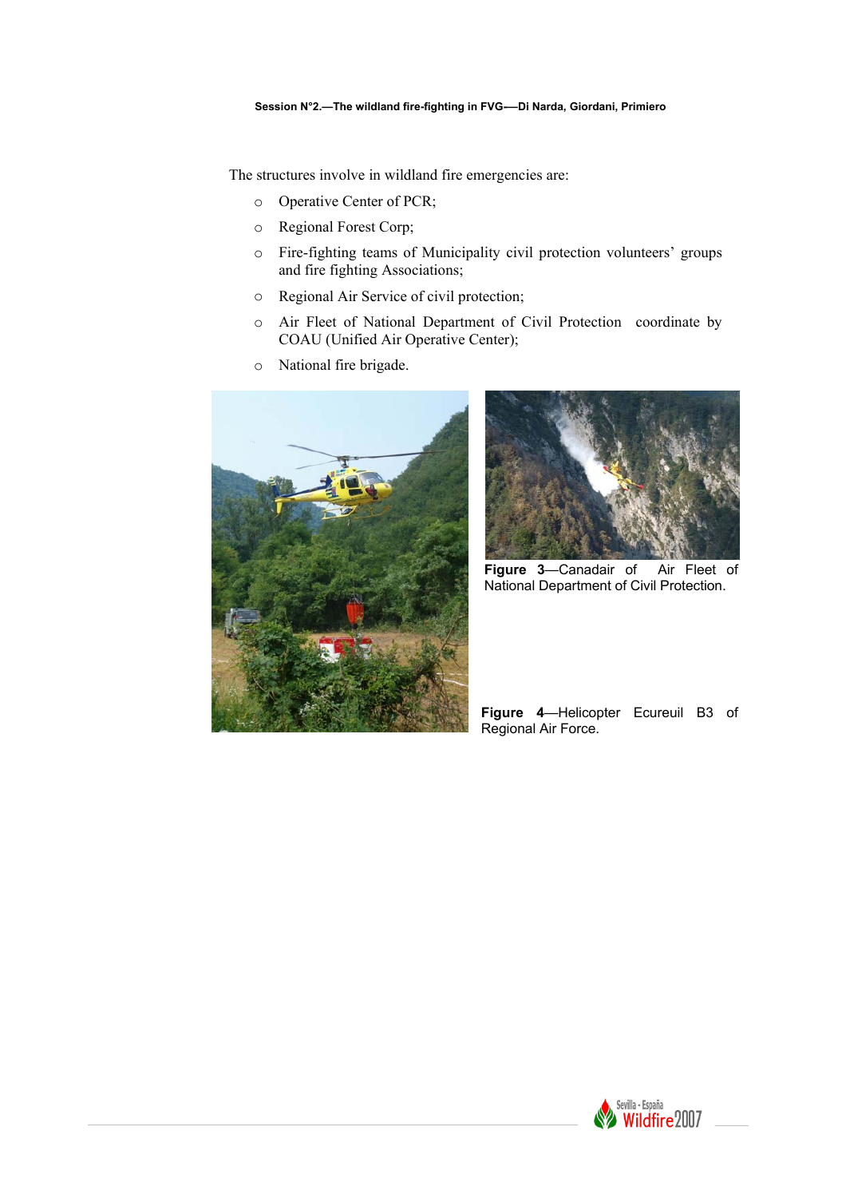The structures involve in wildland fire emergencies are:

- Operative Center of PCR;
- Regional Forest Corp;
- Fire-fighting teams of Municipality civil protection volunteers' groups and fire fighting Associations;
- Regional Air Service of civil protection;
- Air Fleet of National Department of Civil Protection coordinate by COAU (Unified Air Operative Center);
- National fire brigade.

**Figure 3**—Canadair of Air Fleet of National Department of Civil Protection.

**Figure 4**—Helicopter Ecureuil B3 of Regional Air Force.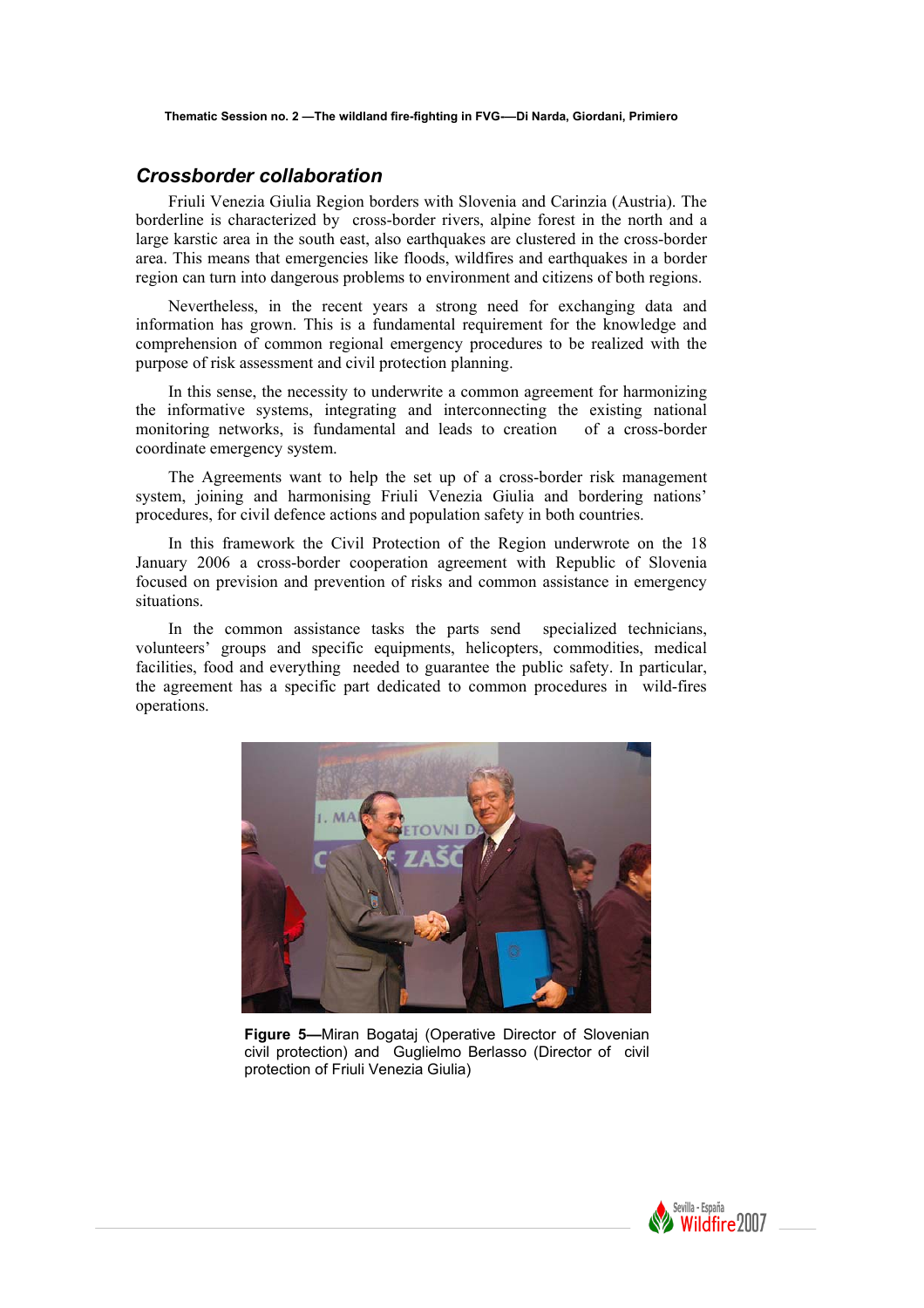## *Crossborder collaboration*

Friuli Venezia Giulia Region borders with Slovenia and Carinzia (Austria). The borderline is characterized by cross-border rivers, alpine forest in the north and a large karstic area in the south east, also earthquakes are clustered in the cross-border area. This means that emergencies like floods, wildfires and earthquakes in a border region can turn into dangerous problems to environment and citizens of both regions.

Nevertheless, in the recent years a strong need for exchanging data and information has grown. This is a fundamental requirement for the knowledge and comprehension of common regional emergency procedures to be realized with the purpose of risk assessment and civil protection planning.

In this sense, the necessity to underwrite a common agreement for harmonizing the informative systems, integrating and interconnecting the existing national monitoring networks, is fundamental and leads to creation of a cross-border coordinate emergency system.

The Agreements want to help the set up of a cross-border risk management system, joining and harmonising Friuli Venezia Giulia and bordering nations' procedures, for civil defence actions and population safety in both countries.

In this framework the Civil Protection of the Region underwrote on the 18 January 2006 a cross-border cooperation agreement with Republic of Slovenia focused on prevision and prevention of risks and common assistance in emergency situations.

In the common assistance tasks the parts send specialized technicians, volunteers' groups and specific equipments, helicopters, commodities, medical facilities, food and everything needed to guarantee the public safety. In particular, the agreement has a specific part dedicated to common procedures in wild-fires operations.

**Figure 5—**Miran Bogataj (Operative Director of Slovenian civil protection) and Guglielmo Berlasso (Director of civil protection of Friuli Venezia Giulia)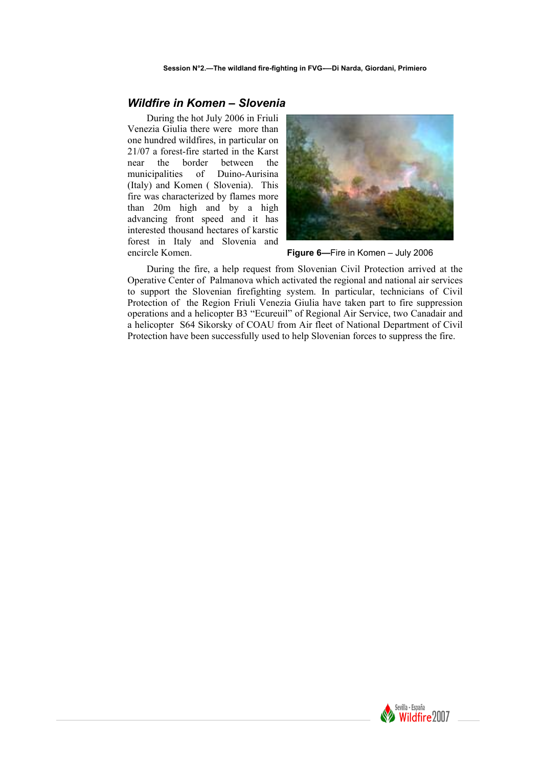## *Wildfire in Komen – Slovenia*

During the hot July 2006 in Friuli Venezia Giulia there were more than one hundred wildfires, in particular on 21/07 a forest-fire started in the Karst near the border between the municipalities of Duino-Aurisina (Italy) and Komen ( Slovenia). This fire was characterized by flames more than 20m high and by a high advancing front speed and it has interested thousand hectares of karstic forest in Italy and Slovenia and encircle Komen.

**Figure 6—**Fire in Komen – July 2006

During the fire, a help request from Slovenian Civil Protection arrived at the Operative Center of Palmanova which activated the regional and national air services to support the Slovenian firefighting system. In particular, technicians of Civil Protection of the Region Friuli Venezia Giulia have taken part to fire suppression operations and a helicopter B3 "Ecureuil" of Regional Air Service, two Canadair and a helicopter S64 Sikorsky of COAU from Air fleet of National Department of Civil Protection have been successfully used to help Slovenian forces to suppress the fire.